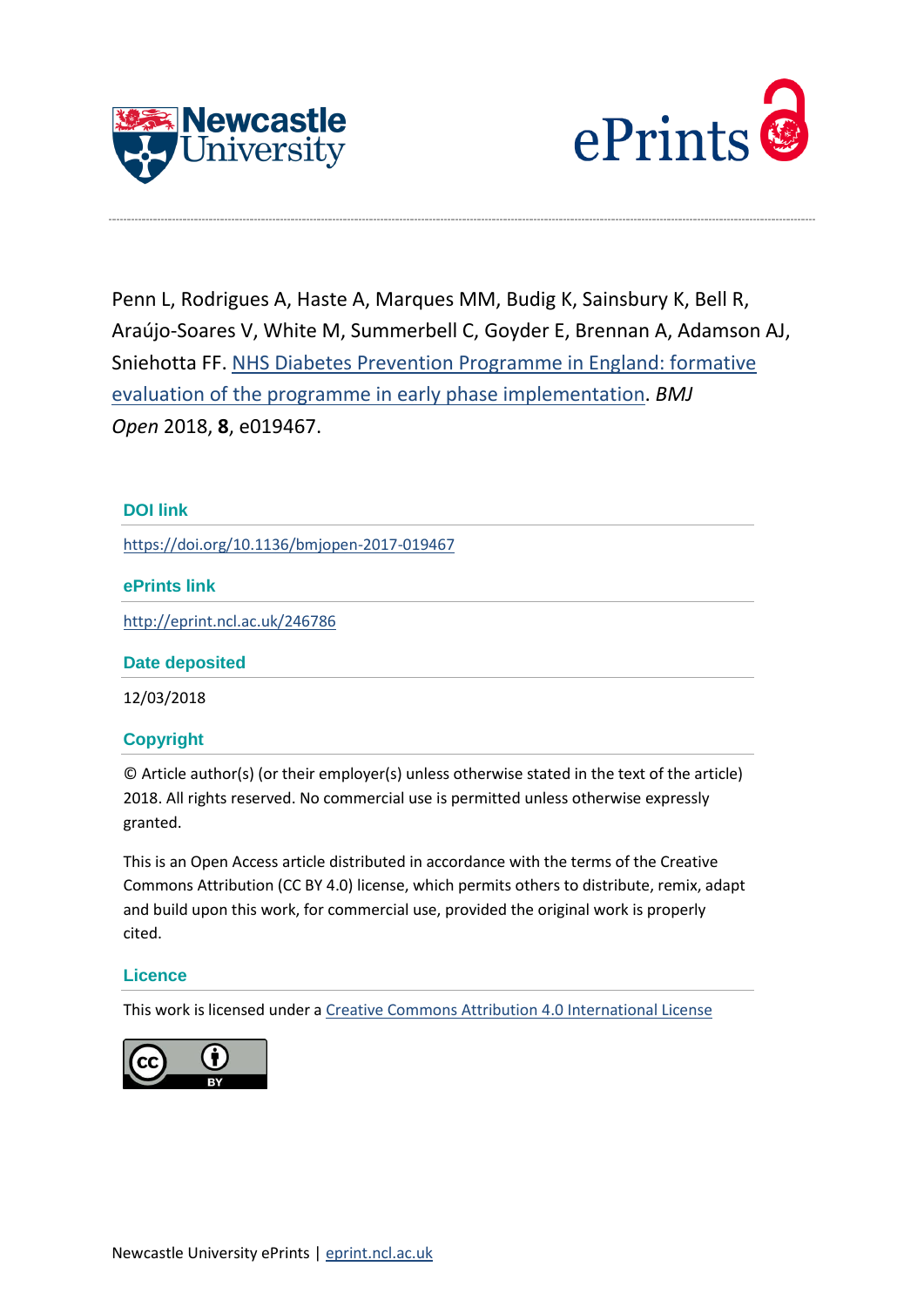Penn L, Rodrigues A, Haste A, Marques MM, Budig K, Sainsbury K, Bell R, Araújo-Soares V, White M, Summerbell C, Goyder E, Brennan A, Adamson AJ, Sniehotta FF. NHS Diabetes Prevention Programme in England: formative evaluation of the programme in early phase implementation. *BMJ Open* 2018, **8**, e019467.

### DOI link

https://doi.org/10.1136/bmjopen-2017-019467

### ePrints link

http://eprint.ncl.ac.uk/246786

### Date deposited

12/03/2018

### Copyright

© Article author(s) (or their employer(s) unless otherwise stated in the text of the article) 2018. All rights reserved. No commercial use is permitted unless otherwise expressly granted.

This is an Open Access article distributed in accordance with the terms of the Creative Commons Attribution (CC BY 4.0) license, which permits others to distribute, remix, adapt and build upon this work, for commercial use, provided the original work is properly cited.

### Licence

This work is licensed under a Creative Commons Attribution 4.0 International License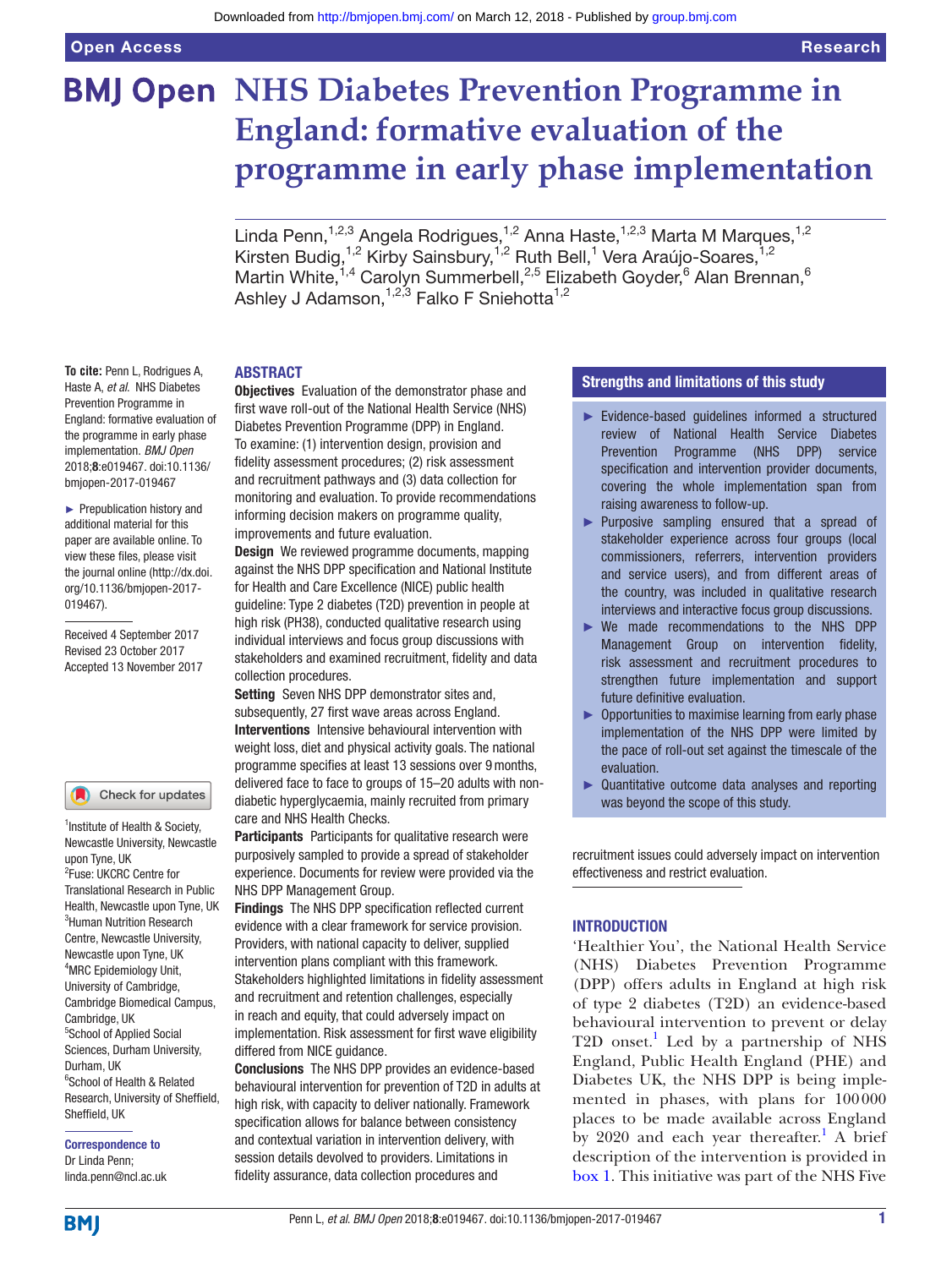# NHS Diabetes Prevention Programme in England: formative evaluation of the programme in early phase implementation

Linda Penn,[1,2,3] Angela Rodrigues,[1,2] Anna Haste,[1,2,3] Marta M Marques,[1,2] Kirsten Budig,[1,2] Kirby Sainsbury,[1,2] Ruth Bell,[1] Vera Araújo-Soares,[1,2] Martin White,[1,4] Carolyn Summerbell,[2,5] Elizabeth Goyder,[6] Alan Brennan,[6] Ashley J Adamson,[1,2,3] Falko F Sniehotta[1,2]

**To cite:** Penn L, Rodrigues A, Haste A, *et al*. NHS Diabetes Prevention Programme in England: formative evaluation of the programme in early phase implementation. *BMJ Open* 2018;**8**:e019467. doi:10.1136/bmjopen-2017-019467

► Prepublication history and additional material for this paper are available online. To view these files, please visit the journal online (http://dx.doi.org/10.1136/bmjopen-2017-019467).

Received 4 September 2017
Revised 23 October 2017
Accepted 13 November 2017

[1]Institute of Health & Society, Newcastle University, Newcastle upon Tyne, UK
[2]Fuse: UKCRC Centre for Translational Research in Public Health, Newcastle upon Tyne, UK
[3]Human Nutrition Research Centre, Newcastle University, Newcastle upon Tyne, UK
[4]MRC Epidemiology Unit, University of Cambridge, Cambridge Biomedical Campus, Cambridge, UK
[5]School of Applied Social Sciences, Durham University, Durham, UK
[6]School of Health & Related Research, University of Sheffield, Sheffield, UK

**Correspondence to**
Dr Linda Penn;
linda.penn@ncl.ac.uk

## ABSTRACT

**Objectives** Evaluation of the demonstrator phase and first wave roll-out of the National Health Service (NHS) Diabetes Prevention Programme (DPP) in England. To examine: (1) intervention design, provision and fidelity assessment procedures; (2) risk assessment and recruitment pathways and (3) data collection for monitoring and evaluation. To provide recommendations informing decision makers on programme quality, improvements and future evaluation.

**Design** We reviewed programme documents, mapping against the NHS DPP specification and National Institute for Health and Care Excellence (NICE) public health guideline: Type 2 diabetes (T2D) prevention in people at high risk (PH38), conducted qualitative research using individual interviews and focus group discussions with stakeholders and examined recruitment, fidelity and data collection procedures.

**Setting** Seven NHS DPP demonstrator sites and, subsequently, 27 first wave areas across England.

**Interventions** Intensive behavioural intervention with weight loss, diet and physical activity goals. The national programme specifies at least 13 sessions over 9 months, delivered face to face to groups of 15–20 adults with non-diabetic hyperglycaemia, mainly recruited from primary care and NHS Health Checks.

**Participants** Participants for qualitative research were purposively sampled to provide a spread of stakeholder experience. Documents for review were provided via the NHS DPP Management Group.

**Findings** The NHS DPP specification reflected current evidence with a clear framework for service provision. Providers, with national capacity to deliver, supplied intervention plans compliant with this framework. Stakeholders highlighted limitations in fidelity assessment and recruitment and retention challenges, especially in reach and equity, that could adversely impact on implementation. Risk assessment for first wave eligibility differed from NICE guidance.

**Conclusions** The NHS DPP provides an evidence-based behavioural intervention for prevention of T2D in adults at high risk, with capacity to deliver nationally. Framework specification allows for balance between consistency and contextual variation in intervention delivery, with session details devolved to providers. Limitations in fidelity assurance, data collection procedures and recruitment issues could adversely impact on intervention effectiveness and restrict evaluation.

## Strengths and limitations of this study

- ► Evidence-based guidelines informed a structured review of National Health Service Diabetes Prevention Programme (NHS DPP) service specification and intervention provider documents, covering the whole implementation span from raising awareness to follow-up.
- ► Purposive sampling ensured that a spread of stakeholder experience across four groups (local commissioners, referrers, intervention providers and service users), and from different areas of the country, was included in qualitative research interviews and interactive focus group discussions.
- ► We made recommendations to the NHS DPP Management Group on intervention fidelity, risk assessment and recruitment procedures to strengthen future implementation and support future definitive evaluation.
- ► Opportunities to maximise learning from early phase implementation of the NHS DPP were limited by the pace of roll-out set against the timescale of the evaluation.
- ► Quantitative outcome data analyses and reporting was beyond the scope of this study.

## INTRODUCTION

'Healthier You', the National Health Service (NHS) Diabetes Prevention Programme (DPP) offers adults in England at high risk of type 2 diabetes (T2D) an evidence-based behavioural intervention to prevent or delay T2D onset.[1] Led by a partnership of NHS England, Public Health England (PHE) and Diabetes UK, the NHS DPP is being implemented in phases, with plans for 100 000 places to be made available across England by 2020 and each year thereafter.[1] A brief description of the intervention is provided in box 1. This initiative was part of the NHS Five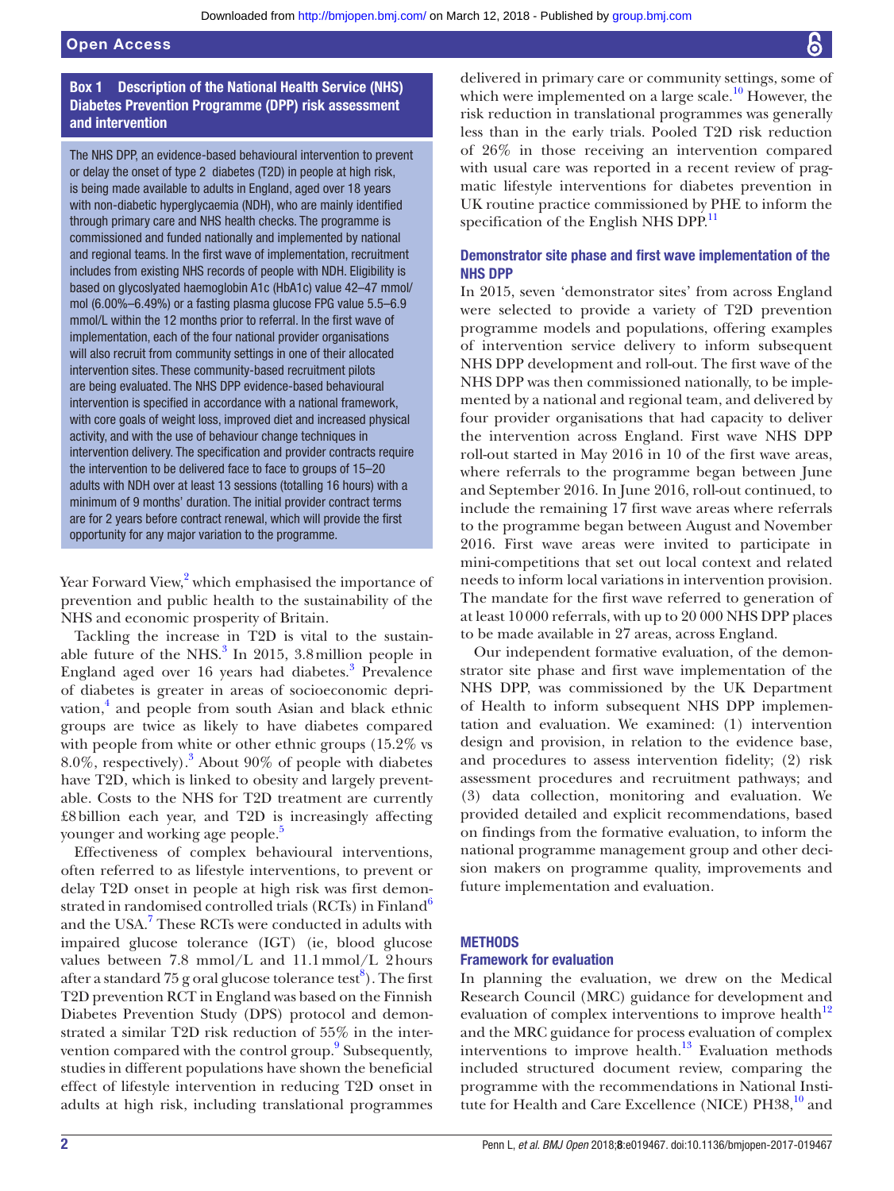**Box 1 Description of the National Health Service (NHS) Diabetes Prevention Programme (DPP) risk assessment and intervention**

The NHS DPP, an evidence-based behavioural intervention to prevent or delay the onset of type 2 diabetes (T2D) in people at high risk, is being made available to adults in England, aged over 18 years with non-diabetic hyperglycaemia (NDH), who are mainly identified through primary care and NHS health checks. The programme is commissioned and funded nationally and implemented by national and regional teams. In the first wave of implementation, recruitment includes from existing NHS records of people with NDH. Eligibility is based on glycoslyated haemoglobin A1c (HbA1c) value 42–47 mmol/mol (6.00%–6.49%) or a fasting plasma glucose FPG value 5.5–6.9 mmol/L within the 12 months prior to referral. In the first wave of implementation, each of the four national provider organisations will also recruit from community settings in one of their allocated intervention sites. These community-based recruitment pilots are being evaluated. The NHS DPP evidence-based behavioural intervention is specified in accordance with a national framework, with core goals of weight loss, improved diet and increased physical activity, and with the use of behaviour change techniques in intervention delivery. The specification and provider contracts require the intervention to be delivered face to face to groups of 15–20 adults with NDH over at least 13 sessions (totalling 16 hours) with a minimum of 9 months' duration. The initial provider contract terms are for 2 years before contract renewal, which will provide the first opportunity for any major variation to the programme.

Year Forward View,[2] which emphasised the importance of prevention and public health to the sustainability of the NHS and economic prosperity of Britain.

Tackling the increase in T2D is vital to the sustainable future of the NHS.[3] In 2015, 3.8 million people in England aged over 16 years had diabetes.[3] Prevalence of diabetes is greater in areas of socioeconomic deprivation,[4] and people from south Asian and black ethnic groups are twice as likely to have diabetes compared with people from white or other ethnic groups (15.2% vs 8.0%, respectively).[3] About 90% of people with diabetes have T2D, which is linked to obesity and largely preventable. Costs to the NHS for T2D treatment are currently £8 billion each year, and T2D is increasingly affecting younger and working age people.[5]

Effectiveness of complex behavioural interventions, often referred to as lifestyle interventions, to prevent or delay T2D onset in people at high risk was first demonstrated in randomised controlled trials (RCTs) in Finland[6] and the USA.[7] These RCTs were conducted in adults with impaired glucose tolerance (IGT) (ie, blood glucose values between 7.8 mmol/L and 11.1 mmol/L 2 hours after a standard 75 g oral glucose tolerance test[8]). The first T2D prevention RCT in England was based on the Finnish Diabetes Prevention Study (DPS) protocol and demonstrated a similar T2D risk reduction of 55% in the intervention compared with the control group.[9] Subsequently, studies in different populations have shown the beneficial effect of lifestyle intervention in reducing T2D onset in adults at high risk, including translational programmes delivered in primary care or community settings, some of which were implemented on a large scale.[10] However, the risk reduction in translational programmes was generally less than in the early trials. Pooled T2D risk reduction of 26% in those receiving an intervention compared with usual care was reported in a recent review of pragmatic lifestyle interventions for diabetes prevention in UK routine practice commissioned by PHE to inform the specification of the English NHS DPP.[11]

### Demonstrator site phase and first wave implementation of the NHS DPP

In 2015, seven 'demonstrator sites' from across England were selected to provide a variety of T2D prevention programme models and populations, offering examples of intervention service delivery to inform subsequent NHS DPP development and roll-out. The first wave of the NHS DPP was then commissioned nationally, to be implemented by a national and regional team, and delivered by four provider organisations that had capacity to deliver the intervention across England. First wave NHS DPP roll-out started in May 2016 in 10 of the first wave areas, where referrals to the programme began between June and September 2016. In June 2016, roll-out continued, to include the remaining 17 first wave areas where referrals to the programme began between August and November 2016. First wave areas were invited to participate in mini-competitions that set out local context and related needs to inform local variations in intervention provision. The mandate for the first wave referred to generation of at least 10 000 referrals, with up to 20 000 NHS DPP places to be made available in 27 areas, across England.

Our independent formative evaluation, of the demonstrator site phase and first wave implementation of the NHS DPP, was commissioned by the UK Department of Health to inform subsequent NHS DPP implementation and evaluation. We examined: (1) intervention design and provision, in relation to the evidence base, and procedures to assess intervention fidelity; (2) risk assessment procedures and recruitment pathways; and (3) data collection, monitoring and evaluation. We provided detailed and explicit recommendations, based on findings from the formative evaluation, to inform the national programme management group and other decision makers on programme quality, improvements and future implementation and evaluation.

## METHODS

### Framework for evaluation

In planning the evaluation, we drew on the Medical Research Council (MRC) guidance for development and evaluation of complex interventions to improve health[12] and the MRC guidance for process evaluation of complex interventions to improve health.[13] Evaluation methods included structured document review, comparing the programme with the recommendations in National Institute for Health and Care Excellence (NICE) PH38,[10] and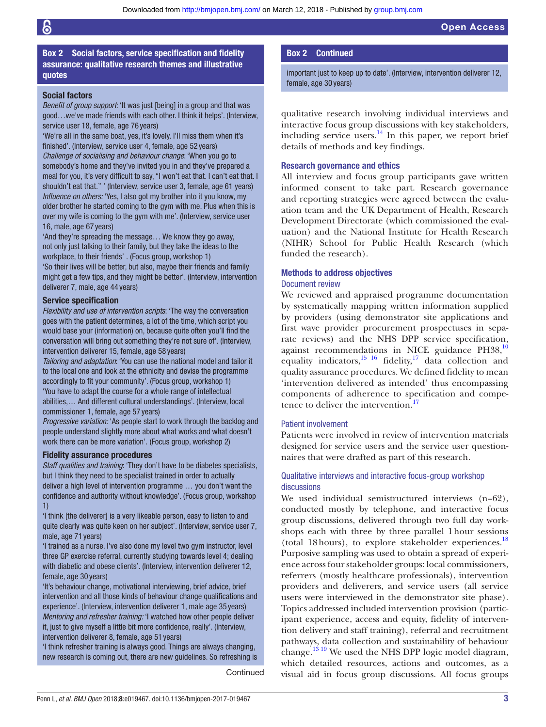**Box 2 Social factors, service specification and fidelity assurance: qualitative research themes and illustrative quotes**

**Social factors**

*Benefit of group support*: 'It was just [being] in a group and that was good…we've made friends with each other. I think it helps'. (Interview, service user 18, female, age 76 years)

'We're all in the same boat, yes, it's lovely. I'll miss them when it's finished'. (Interview, service user 4, female, age 52 years)

*Challenge of socialising and behaviour change*: 'When you go to somebody's home and they've invited you in and they've prepared a meal for you, it's very difficult to say, "I won't eat that. I can't eat that. I shouldn't eat that." ' (Interview, service user 3, female, age 61 years)

*Influence on others:* 'Yes, I also got my brother into it you know, my older brother he started coming to the gym with me. Plus when this is over my wife is coming to the gym with me'. (Interview, service user 16, male, age 67 years)

'And they're spreading the message… We know they go away, not only just talking to their family, but they take the ideas to the workplace, to their friends' . (Focus group, workshop 1)

'So their lives will be better, but also, maybe their friends and family might get a few tips, and they might be better'. (Interview, intervention deliverer 7, male, age 44 years)

**Service specification**

*Flexibility and use of intervention scripts*: 'The way the conversation goes with the patient determines, a lot of the time, which script you would base your (information) on, because quite often you'll find the conversation will bring out something they're not sure of'. (Interview, intervention deliverer 15, female, age 58 years)

*Tailoring and adaptation*: 'You can use the national model and tailor it to the local one and look at the ethnicity and devise the programme accordingly to fit your community'. (Focus group, workshop 1)

'You have to adapt the course for a whole range of intellectual abilities,… And different cultural understandings'. (Interview, local commissioner 1, female, age 57 years)

*Progressive variation:* 'As people start to work through the backlog and people understand slightly more about what works and what doesn't work there can be more variation'. (Focus group, workshop 2)

**Fidelity assurance procedures**

*Staff qualities and training*: 'They don't have to be diabetes specialists, but I think they need to be specialist trained in order to actually deliver a high level of intervention programme … you don't want the confidence and authority without knowledge'. (Focus group, workshop 1)

'I think [the deliverer] is a very likeable person, easy to listen to and quite clearly was quite keen on her subject'. (Interview, service user 7, male, age 71 years)

'I trained as a nurse. I've also done my level two gym instructor, level three GP exercise referral, currently studying towards level 4; dealing with diabetic and obese clients'. (Interview, intervention deliverer 12, female, age 30 years)

'It's behaviour change, motivational interviewing, brief advice, brief intervention and all those kinds of behaviour change qualifications and experience'. (Interview, intervention deliverer 1, male age 35 years)

*Mentoring and refresher training:* 'I watched how other people deliver it, just to give myself a little bit more confidence, really'. (Interview, intervention deliverer 8, female, age 51 years)

'I think refresher training is always good. Things are always changing, new research is coming out, there are new guidelines. So refreshing is important just to keep up to date'. (Interview, intervention deliverer 12, female, age 30 years)

qualitative research involving individual interviews and interactive focus group discussions with key stakeholders, including service users.[14] In this paper, we report brief details of methods and key findings.

## Research governance and ethics

All interview and focus group participants gave written informed consent to take part. Research governance and reporting strategies were agreed between the evaluation team and the UK Department of Health, Research Development Directorate (which commissioned the evaluation) and the National Institute for Health Research (NIHR) School for Public Health Research (which funded the research).

## Methods to address objectives

### Document review

We reviewed and appraised programme documentation by systematically mapping written information supplied by providers (using demonstrator site applications and first wave provider procurement prospectuses in separate reviews) and the NHS DPP service specification, against recommendations in NICE guidance PH38,[10] equality indicators,[15 16] fidelity,[17] data collection and quality assurance procedures. We defined fidelity to mean 'intervention delivered as intended' thus encompassing components of adherence to specification and competence to deliver the intervention.[17]

### Patient involvement

Patients were involved in review of intervention materials designed for service users and the service user questionnaires that were drafted as part of this research.

### Qualitative interviews and interactive focus-group workshop discussions

We used individual semistructured interviews (n=62), conducted mostly by telephone, and interactive focus group discussions, delivered through two full day workshops each with three by three parallel 1 hour sessions (total 18 hours), to explore stakeholder experiences.[18] Purposive sampling was used to obtain a spread of experience across four stakeholder groups: local commissioners, referrers (mostly healthcare professionals), intervention providers and deliverers, and service users (all service users were interviewed in the demonstrator site phase). Topics addressed included intervention provision (participant experience, access and equity, fidelity of intervention delivery and staff training), referral and recruitment pathways, data collection and sustainability of behaviour change.[13 19] We used the NHS DPP logic model diagram, which detailed resources, actions and outcomes, as a visual aid in focus group discussions. All focus groups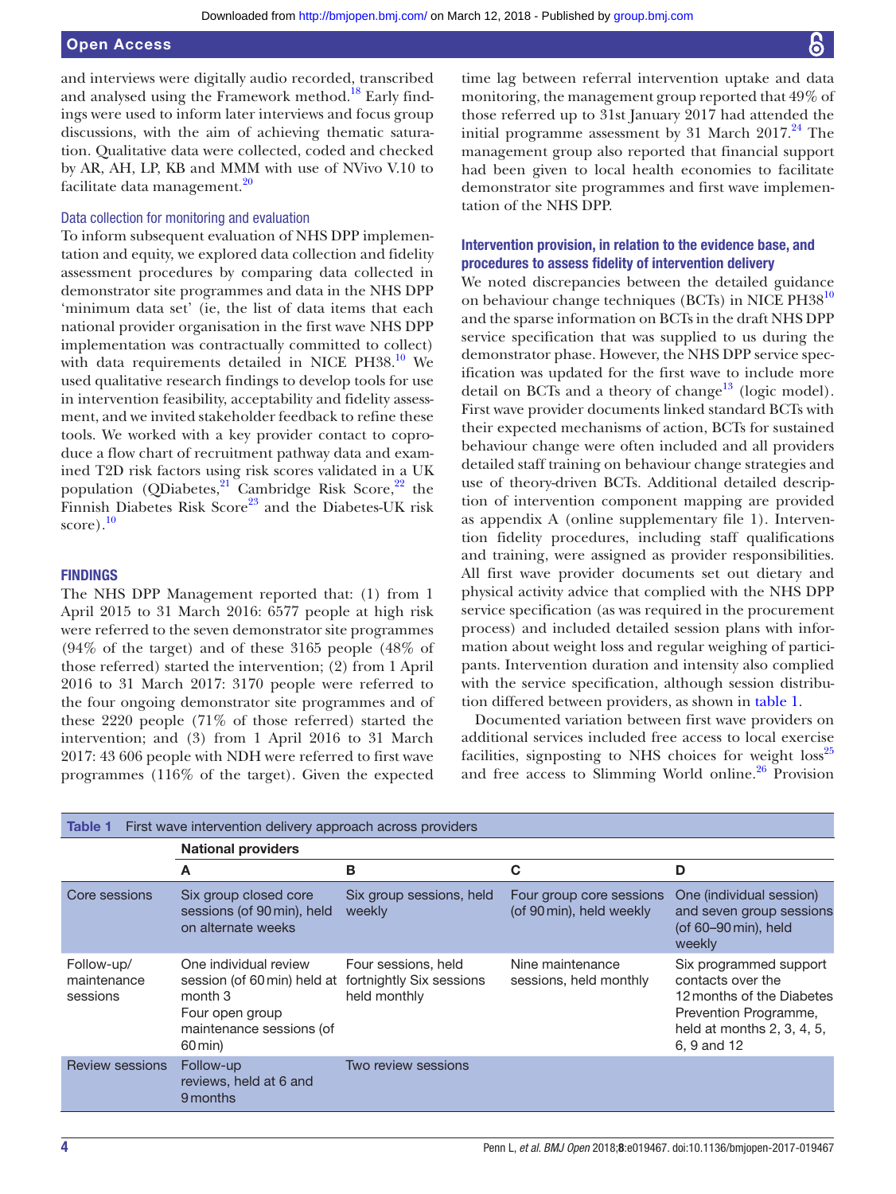and interviews were digitally audio recorded, transcribed and analysed using the Framework method.[18] Early findings were used to inform later interviews and focus group discussions, with the aim of achieving thematic saturation. Qualitative data were collected, coded and checked by AR, AH, LP, KB and MMM with use of NVivo V.10 to facilitate data management.[20]

### Data collection for monitoring and evaluation

To inform subsequent evaluation of NHS DPP implementation and equity, we explored data collection and fidelity assessment procedures by comparing data collected in demonstrator site programmes and data in the NHS DPP 'minimum data set' (ie, the list of data items that each national provider organisation in the first wave NHS DPP implementation was contractually committed to collect) with data requirements detailed in NICE PH38.[10] We used qualitative research findings to develop tools for use in intervention feasibility, acceptability and fidelity assessment, and we invited stakeholder feedback to refine these tools. We worked with a key provider contact to coproduce a flow chart of recruitment pathway data and examined T2D risk factors using risk scores validated in a UK population (QDiabetes,[21] Cambridge Risk Score,[22] the Finnish Diabetes Risk Score[23] and the Diabetes-UK risk score).[10]

## FINDINGS

The NHS DPP Management reported that: (1) from 1 April 2015 to 31 March 2016: 6577 people at high risk were referred to the seven demonstrator site programmes (94% of the target) and of these 3165 people (48% of those referred) started the intervention; (2) from 1 April 2016 to 31 March 2017: 3170 people were referred to the four ongoing demonstrator site programmes and of these 2220 people (71% of those referred) started the intervention; and (3) from 1 April 2016 to 31 March 2017: 43 606 people with NDH were referred to first wave programmes (116% of the target). Given the expected time lag between referral intervention uptake and data monitoring, the management group reported that 49% of those referred up to 31st January 2017 had attended the initial programme assessment by 31 March 2017.[24] The management group also reported that financial support had been given to local health economies to facilitate demonstrator site programmes and first wave implementation of the NHS DPP.

### Intervention provision, in relation to the evidence base, and procedures to assess fidelity of intervention delivery

We noted discrepancies between the detailed guidance on behaviour change techniques (BCTs) in NICE PH38[10] and the sparse information on BCTs in the draft NHS DPP service specification that was supplied to us during the demonstrator phase. However, the NHS DPP service specification was updated for the first wave to include more detail on BCTs and a theory of change[13] (logic model). First wave provider documents linked standard BCTs with their expected mechanisms of action, BCTs for sustained behaviour change were often included and all providers detailed staff training on behaviour change strategies and use of theory-driven BCTs. Additional detailed description of intervention component mapping are provided as appendix A (online supplementary file 1). Intervention fidelity procedures, including staff qualifications and training, were assigned as provider responsibilities. All first wave provider documents set out dietary and physical activity advice that complied with the NHS DPP service specification (as was required in the procurement process) and included detailed session plans with information about weight loss and regular weighing of participants. Intervention duration and intensity also complied with the service specification, although session distribution differed between providers, as shown in table 1.

Documented variation between first wave providers on additional services included free access to local exercise facilities, signposting to NHS choices for weight loss[25] and free access to Slimming World online.[26] Provision

**Table 1** First wave intervention delivery approach across providers

| | National providers | | | |
|---|---|---|---|---|
| | **A** | **B** | **C** | **D** |
| Core sessions | Six group closed core sessions (of 90 min), held on alternate weeks | Six group sessions, held weekly | Four group core sessions (of 90 min), held weekly | One (individual session) and seven group sessions (of 60–90 min), held weekly |
| Follow-up/ maintenance sessions | One individual review session (of 60 min) held at month 3<br>Four open group maintenance sessions (of 60 min) | Four sessions, held fortnightly Six sessions held monthly | Nine maintenance sessions, held monthly | Six programmed support contacts over the 12 months of the Diabetes Prevention Programme, held at months 2, 3, 4, 5, 6, 9 and 12 |
| Review sessions | Follow-up reviews, held at 6 and 9 months | Two review sessions | | |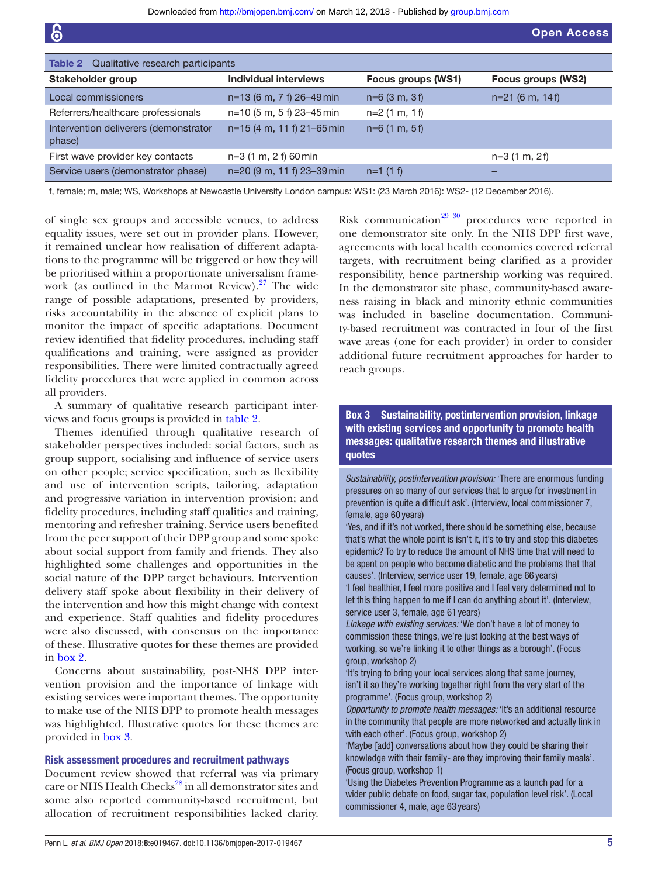**Table 2** Qualitative research participants

| Stakeholder group | Individual interviews | Focus groups (WS1) | Focus groups (WS2) |
|---|---|---|---|
| Local commissioners | n=13 (6 m, 7 f) 26–49 min | n=6 (3 m, 3 f) | n=21 (6 m, 14 f) |
| Referrers/healthcare professionals | n=10 (5 m, 5 f) 23–45 min | n=2 (1 m, 1 f) | |
| Intervention deliverers (demonstrator phase) | n=15 (4 m, 11 f) 21–65 min | n=6 (1 m, 5 f) | |
| First wave provider key contacts | n=3 (1 m, 2 f) 60 min | | n=3 (1 m, 2 f) |
| Service users (demonstrator phase) | n=20 (9 m, 11 f) 23–39 min | n=1 (1 f) | – |

f, female; m, male; WS, Workshops at Newcastle University London campus: WS1: (23 March 2016): WS2- (12 December 2016).

of single sex groups and accessible venues, to address equality issues, were set out in provider plans. However, it remained unclear how realisation of different adaptations to the programme will be triggered or how they will be prioritised within a proportionate universalism framework (as outlined in the Marmot Review).[27] The wide range of possible adaptations, presented by providers, risks accountability in the absence of explicit plans to monitor the impact of specific adaptations. Document review identified that fidelity procedures, including staff qualifications and training, were assigned as provider responsibilities. There were limited contractually agreed fidelity procedures that were applied in common across all providers.

A summary of qualitative research participant interviews and focus groups is provided in table 2.

Themes identified through qualitative research of stakeholder perspectives included: social factors, such as group support, socialising and influence of service users on other people; service specification, such as flexibility and use of intervention scripts, tailoring, adaptation and progressive variation in intervention provision; and fidelity procedures, including staff qualities and training, mentoring and refresher training. Service users benefited from the peer support of their DPP group and some spoke about social support from family and friends. They also highlighted some challenges and opportunities in the social nature of the DPP target behaviours. Intervention delivery staff spoke about flexibility in their delivery of the intervention and how this might change with context and experience. Staff qualities and fidelity procedures were also discussed, with consensus on the importance of these. Illustrative quotes for these themes are provided in box 2.

Concerns about sustainability, post-NHS DPP intervention provision and the importance of linkage with existing services were important themes. The opportunity to make use of the NHS DPP to promote health messages was highlighted. Illustrative quotes for these themes are provided in box 3.

### Risk assessment procedures and recruitment pathways

Document review showed that referral was via primary care or NHS Health Checks[28] in all demonstrator sites and some also reported community-based recruitment, but allocation of recruitment responsibilities lacked clarity. Risk communication[29 30] procedures were reported in one demonstrator site only. In the NHS DPP first wave, agreements with local health economies covered referral targets, with recruitment being clarified as a provider responsibility, hence partnership working was required. In the demonstrator site phase, community-based awareness raising in black and minority ethnic communities was included in baseline documentation. Community-based recruitment was contracted in four of the first wave areas (one for each provider) in order to consider additional future recruitment approaches for harder to reach groups.

**Box 3 Sustainability, postintervention provision, linkage with existing services and opportunity to promote health messages: qualitative research themes and illustrative quotes**

*Sustainability, postintervention provision:* 'There are enormous funding pressures on so many of our services that to argue for investment in prevention is quite a difficult ask'. (Interview, local commissioner 7, female, age 60 years)

'Yes, and if it's not worked, there should be something else, because that's what the whole point is isn't it, it's to try and stop this diabetes epidemic? To try to reduce the amount of NHS time that will need to be spent on people who become diabetic and the problems that that causes'. (Interview, service user 19, female, age 66 years)

'I feel healthier, I feel more positive and I feel very determined not to let this thing happen to me if I can do anything about it'. (Interview, service user 3, female, age 61 years)

*Linkage with existing services:* 'We don't have a lot of money to commission these things, we're just looking at the best ways of working, so we're linking it to other things as a borough'. (Focus group, workshop 2)

'It's trying to bring your local services along that same journey, isn't it so they're working together right from the very start of the programme'. (Focus group, workshop 2)

*Opportunity to promote health messages:* 'It's an additional resource in the community that people are more networked and actually link in with each other'. (Focus group, workshop 2)

'Maybe [add] conversations about how they could be sharing their knowledge with their family- are they improving their family meals'. (Focus group, workshop 1)

'Using the Diabetes Prevention Programme as a launch pad for a wider public debate on food, sugar tax, population level risk'. (Local commissioner 4, male, age 63 years)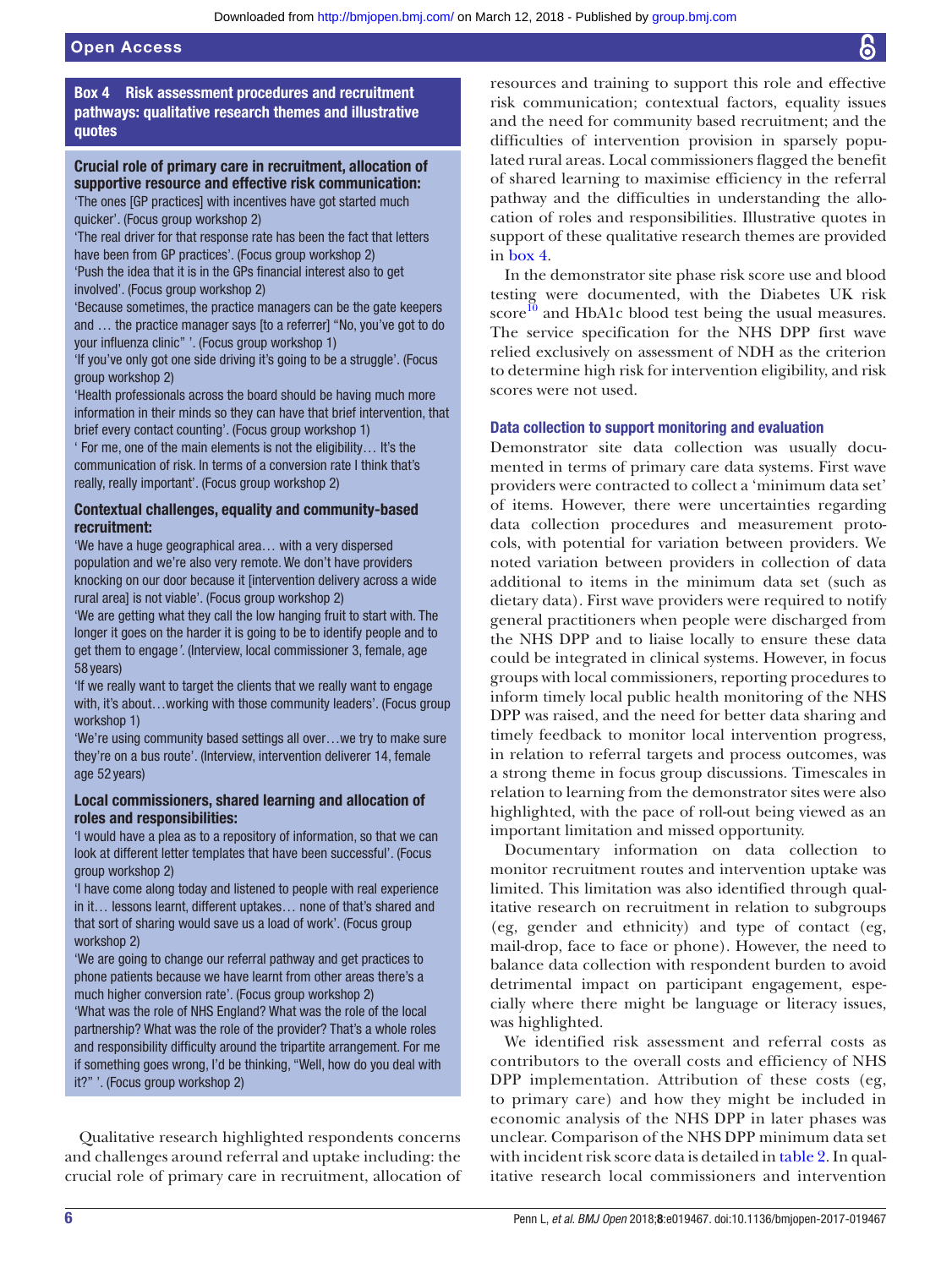**Box 4 Risk assessment procedures and recruitment pathways: qualitative research themes and illustrative quotes**

**Crucial role of primary care in recruitment, allocation of supportive resource and effective risk communication:**

'The ones [GP practices] with incentives have got started much quicker'. (Focus group workshop 2)

'The real driver for that response rate has been the fact that letters have been from GP practices'. (Focus group workshop 2)

'Push the idea that it is in the GPs financial interest also to get involved'. (Focus group workshop 2)

'Because sometimes, the practice managers can be the gate keepers and … the practice manager says [to a referrer] "No, you've got to do your influenza clinic" '. (Focus group workshop 1)

'If you've only got one side driving it's going to be a struggle'. (Focus group workshop 2)

'Health professionals across the board should be having much more information in their minds so they can have that brief intervention, that brief every contact counting'. (Focus group workshop 1)

' For me, one of the main elements is not the eligibility… It's the communication of risk. In terms of a conversion rate I think that's really, really important'. (Focus group workshop 2)

**Contextual challenges, equality and community-based recruitment:**

'We have a huge geographical area… with a very dispersed population and we're also very remote. We don't have providers knocking on our door because it [intervention delivery across a wide rural area] is not viable'. (Focus group workshop 2)

'We are getting what they call the low hanging fruit to start with. The longer it goes on the harder it is going to be to identify people and to get them to engage'. (Interview, local commissioner 3, female, age 58 years)

'If we really want to target the clients that we really want to engage with, it's about…working with those community leaders'. (Focus group workshop 1)

'We're using community based settings all over…we try to make sure they're on a bus route'. (Interview, intervention deliverer 14, female age 52 years)

**Local commissioners, shared learning and allocation of roles and responsibilities:**

'I would have a plea as to a repository of information, so that we can look at different letter templates that have been successful'. (Focus group workshop 2)

'I have come along today and listened to people with real experience in it… lessons learnt, different uptakes… none of that's shared and that sort of sharing would save us a load of work'. (Focus group workshop 2)

'We are going to change our referral pathway and get practices to phone patients because we have learnt from other areas there's a much higher conversion rate'. (Focus group workshop 2)

'What was the role of NHS England? What was the role of the local partnership? What was the role of the provider? That's a whole roles and responsibility difficulty around the tripartite arrangement. For me if something goes wrong, I'd be thinking, "Well, how do you deal with it?" '. (Focus group workshop 2)

Qualitative research highlighted respondents concerns and challenges around referral and uptake including: the crucial role of primary care in recruitment, allocation of resources and training to support this role and effective risk communication; contextual factors, equality issues and the need for community based recruitment; and the difficulties of intervention provision in sparsely populated rural areas. Local commissioners flagged the benefit of shared learning to maximise efficiency in the referral pathway and the difficulties in understanding the allocation of roles and responsibilities. Illustrative quotes in support of these qualitative research themes are provided in box 4.

In the demonstrator site phase risk score use and blood testing were documented, with the Diabetes UK risk score[10] and HbA1c blood test being the usual measures. The service specification for the NHS DPP first wave relied exclusively on assessment of NDH as the criterion to determine high risk for intervention eligibility, and risk scores were not used.

### Data collection to support monitoring and evaluation

Demonstrator site data collection was usually documented in terms of primary care data systems. First wave providers were contracted to collect a 'minimum data set' of items. However, there were uncertainties regarding data collection procedures and measurement protocols, with potential for variation between providers. We noted variation between providers in collection of data additional to items in the minimum data set (such as dietary data). First wave providers were required to notify general practitioners when people were discharged from the NHS DPP and to liaise locally to ensure these data could be integrated in clinical systems. However, in focus groups with local commissioners, reporting procedures to inform timely local public health monitoring of the NHS DPP was raised, and the need for better data sharing and timely feedback to monitor local intervention progress, in relation to referral targets and process outcomes, was a strong theme in focus group discussions. Timescales in relation to learning from the demonstrator sites were also highlighted, with the pace of roll-out being viewed as an important limitation and missed opportunity.

Documentary information on data collection to monitor recruitment routes and intervention uptake was limited. This limitation was also identified through qualitative research on recruitment in relation to subgroups (eg, gender and ethnicity) and type of contact (eg, mail-drop, face to face or phone). However, the need to balance data collection with respondent burden to avoid detrimental impact on participant engagement, especially where there might be language or literacy issues, was highlighted.

We identified risk assessment and referral costs as contributors to the overall costs and efficiency of NHS DPP implementation. Attribution of these costs (eg, to primary care) and how they might be included in economic analysis of the NHS DPP in later phases was unclear. Comparison of the NHS DPP minimum data set with incident risk score data is detailed in table 2. In qualitative research local commissioners and intervention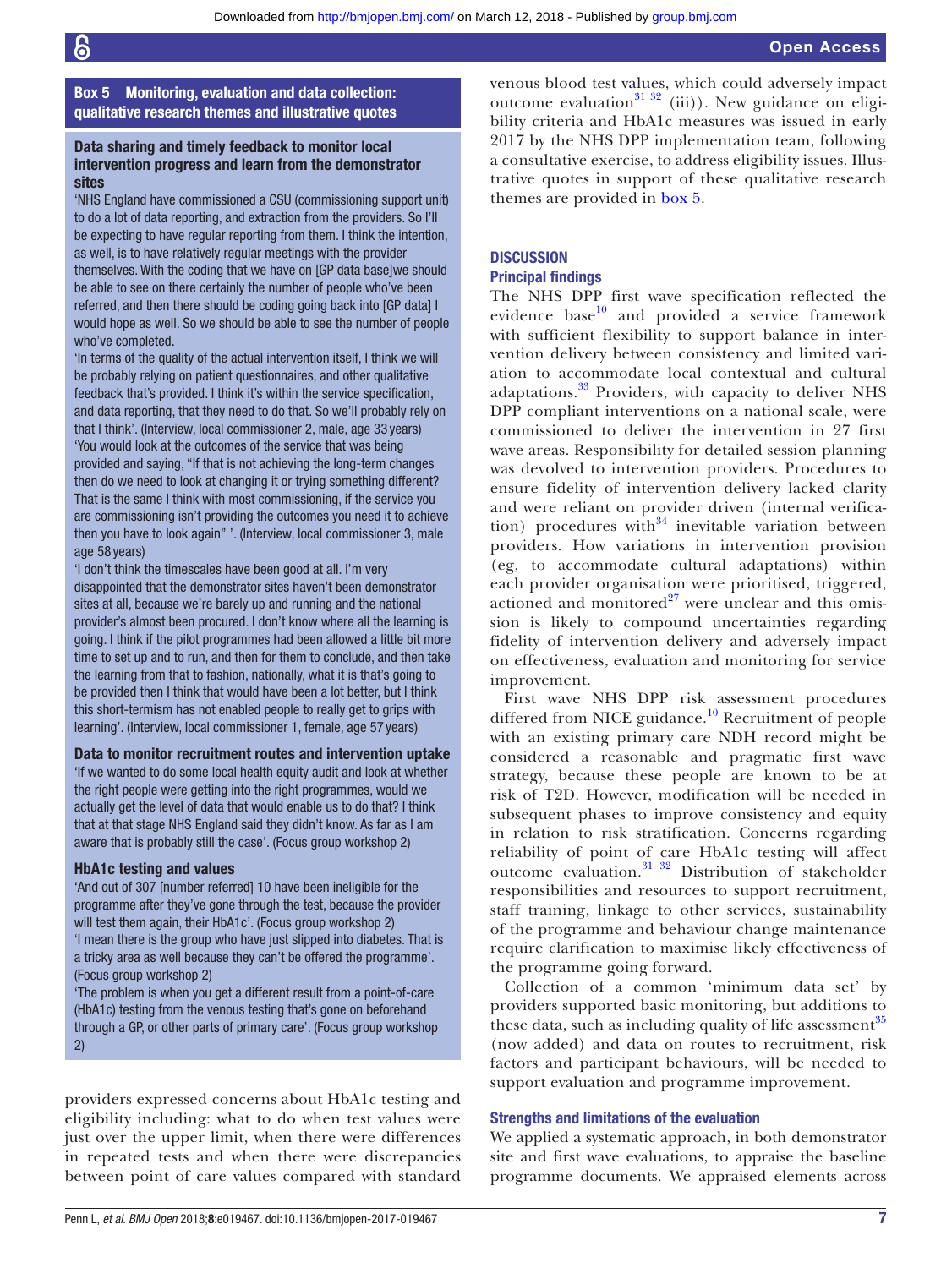## Box 5 Monitoring, evaluation and data collection: qualitative research themes and illustrative quotes

**Data sharing and timely feedback to monitor local intervention progress and learn from the demonstrator sites**

'NHS England have commissioned a CSU (commissioning support unit) to do a lot of data reporting, and extraction from the providers. So I'll be expecting to have regular reporting from them. I think the intention, as well, is to have relatively regular meetings with the provider themselves. With the coding that we have on [GP data base]we should be able to see on there certainly the number of people who've been referred, and then there should be coding going back into [GP data] I would hope as well. So we should be able to see the number of people who've completed.

'In terms of the quality of the actual intervention itself, I think we will be probably relying on patient questionnaires, and other qualitative feedback that's provided. I think it's within the service specification, and data reporting, that they need to do that. So we'll probably rely on that I think'. (Interview, local commissioner 2, male, age 33 years)

'You would look at the outcomes of the service that was being provided and saying, "If that is not achieving the long-term changes then do we need to look at changing it or trying something different? That is the same I think with most commissioning, if the service you are commissioning isn't providing the outcomes you need it to achieve then you have to look again" '. (Interview, local commissioner 3, male age 58 years)

'I don't think the timescales have been good at all. I'm very disappointed that the demonstrator sites haven't been demonstrator sites at all, because we're barely up and running and the national provider's almost been procured. I don't know where all the learning is going. I think if the pilot programmes had been allowed a little bit more time to set up and to run, and then for them to conclude, and then take the learning from that to fashion, nationally, what it is that's going to be provided then I think that would have been a lot better, but I think this short-termism has not enabled people to really get to grips with learning'. (Interview, local commissioner 1, female, age 57 years)

**Data to monitor recruitment routes and intervention uptake**

'If we wanted to do some local health equity audit and look at whether the right people were getting into the right programmes, would we actually get the level of data that would enable us to do that? I think that at that stage NHS England said they didn't know. As far as I am aware that is probably still the case'. (Focus group workshop 2)

**HbA1c testing and values**

'And out of 307 [number referred] 10 have been ineligible for the programme after they've gone through the test, because the provider will test them again, their HbA1c'. (Focus group workshop 2)

'I mean there is the group who have just slipped into diabetes. That is a tricky area as well because they can't be offered the programme'. (Focus group workshop 2)

'The problem is when you get a different result from a point-of-care (HbA1c) testing from the venous testing that's gone on beforehand through a GP, or other parts of primary care'. (Focus group workshop 2)

providers expressed concerns about HbA1c testing and eligibility including: what to do when test values were just over the upper limit, when there were differences in repeated tests and when there were discrepancies between point of care values compared with standard venous blood test values, which could adversely impact outcome evaluation[31,32] (iii)). New guidance on eligibility criteria and HbA1c measures was issued in early 2017 by the NHS DPP implementation team, following a consultative exercise, to address eligibility issues. Illustrative quotes in support of these qualitative research themes are provided in box 5.

## DISCUSSION

### Principal findings

The NHS DPP first wave specification reflected the evidence base[10] and provided a service framework with sufficient flexibility to support balance in intervention delivery between consistency and limited variation to accommodate local contextual and cultural adaptations.[33] Providers, with capacity to deliver NHS DPP compliant interventions on a national scale, were commissioned to deliver the intervention in 27 first wave areas. Responsibility for detailed session planning was devolved to intervention providers. Procedures to ensure fidelity of intervention delivery lacked clarity and were reliant on provider driven (internal verification) procedures with[34] inevitable variation between providers. How variations in intervention provision (eg, to accommodate cultural adaptations) within each provider organisation were prioritised, triggered, actioned and monitored[27] were unclear and this omission is likely to compound uncertainties regarding fidelity of intervention delivery and adversely impact on effectiveness, evaluation and monitoring for service improvement.

First wave NHS DPP risk assessment procedures differed from NICE guidance.[10] Recruitment of people with an existing primary care NDH record might be considered a reasonable and pragmatic first wave strategy, because these people are known to be at risk of T2D. However, modification will be needed in subsequent phases to improve consistency and equity in relation to risk stratification. Concerns regarding reliability of point of care HbA1c testing will affect outcome evaluation.[31,32] Distribution of stakeholder responsibilities and resources to support recruitment, staff training, linkage to other services, sustainability of the programme and behaviour change maintenance require clarification to maximise likely effectiveness of the programme going forward.

Collection of a common 'minimum data set' by providers supported basic monitoring, but additions to these data, such as including quality of life assessment[35] (now added) and data on routes to recruitment, risk factors and participant behaviours, will be needed to support evaluation and programme improvement.

### Strengths and limitations of the evaluation

We applied a systematic approach, in both demonstrator site and first wave evaluations, to appraise the baseline programme documents. We appraised elements across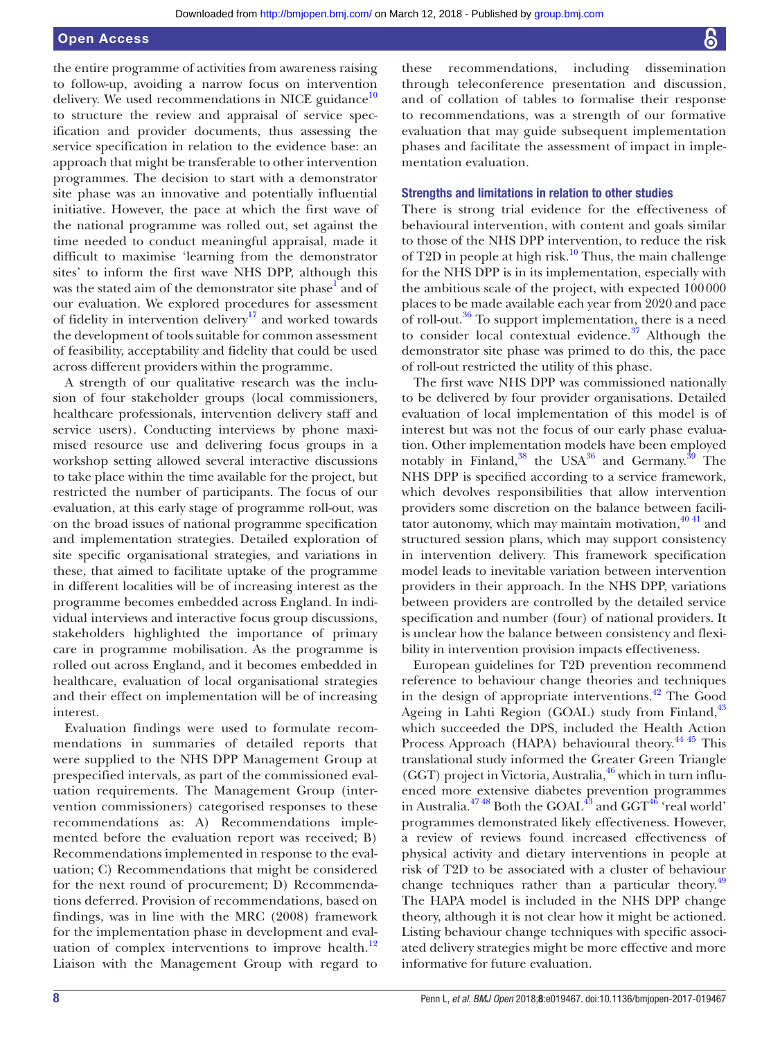the entire programme of activities from awareness raising to follow-up, avoiding a narrow focus on intervention delivery. We used recommendations in NICE guidance[10] to structure the review and appraisal of service specification and provider documents, thus assessing the service specification in relation to the evidence base: an approach that might be transferable to other intervention programmes. The decision to start with a demonstrator site phase was an innovative and potentially influential initiative. However, the pace at which the first wave of the national programme was rolled out, set against the time needed to conduct meaningful appraisal, made it difficult to maximise 'learning from the demonstrator sites' to inform the first wave NHS DPP, although this was the stated aim of the demonstrator site phase[1] and of our evaluation. We explored procedures for assessment of fidelity in intervention delivery[17] and worked towards the development of tools suitable for common assessment of feasibility, acceptability and fidelity that could be used across different providers within the programme.

A strength of our qualitative research was the inclusion of four stakeholder groups (local commissioners, healthcare professionals, intervention delivery staff and service users). Conducting interviews by phone maximised resource use and delivering focus groups in a workshop setting allowed several interactive discussions to take place within the time available for the project, but restricted the number of participants. The focus of our evaluation, at this early stage of programme roll-out, was on the broad issues of national programme specification and implementation strategies. Detailed exploration of site specific organisational strategies, and variations in these, that aimed to facilitate uptake of the programme in different localities will be of increasing interest as the programme becomes embedded across England. In individual interviews and interactive focus group discussions, stakeholders highlighted the importance of primary care in programme mobilisation. As the programme is rolled out across England, and it becomes embedded in healthcare, evaluation of local organisational strategies and their effect on implementation will be of increasing interest.

Evaluation findings were used to formulate recommendations in summaries of detailed reports that were supplied to the NHS DPP Management Group at prespecified intervals, as part of the commissioned evaluation requirements. The Management Group (intervention commissioners) categorised responses to these recommendations as: A) Recommendations implemented before the evaluation report was received; B) Recommendations implemented in response to the evaluation; C) Recommendations that might be considered for the next round of procurement; D) Recommendations deferred. Provision of recommendations, based on findings, was in line with the MRC (2008) framework for the implementation phase in development and evaluation of complex interventions to improve health.[12] Liaison with the Management Group with regard to these recommendations, including dissemination through teleconference presentation and discussion, and of collation of tables to formalise their response to recommendations, was a strength of our formative evaluation that may guide subsequent implementation phases and facilitate the assessment of impact in implementation evaluation.

### Strengths and limitations in relation to other studies

There is strong trial evidence for the effectiveness of behavioural intervention, with content and goals similar to those of the NHS DPP intervention, to reduce the risk of T2D in people at high risk.[10] Thus, the main challenge for the NHS DPP is in its implementation, especially with the ambitious scale of the project, with expected 100 000 places to be made available each year from 2020 and pace of roll-out.[36] To support implementation, there is a need to consider local contextual evidence.[37] Although the demonstrator site phase was primed to do this, the pace of roll-out restricted the utility of this phase.

The first wave NHS DPP was commissioned nationally to be delivered by four provider organisations. Detailed evaluation of local implementation of this model is of interest but was not the focus of our early phase evaluation. Other implementation models have been employed notably in Finland,[38] the USA[36] and Germany.[39] The NHS DPP is specified according to a service framework, which devolves responsibilities that allow intervention providers some discretion on the balance between facilitator autonomy, which may maintain motivation,[40 41] and structured session plans, which may support consistency in intervention delivery. This framework specification model leads to inevitable variation between intervention providers in their approach. In the NHS DPP, variations between providers are controlled by the detailed service specification and number (four) of national providers. It is unclear how the balance between consistency and flexibility in intervention provision impacts effectiveness.

European guidelines for T2D prevention recommend reference to behaviour change theories and techniques in the design of appropriate interventions.[42] The Good Ageing in Lahti Region (GOAL) study from Finland,[43] which succeeded the DPS, included the Health Action Process Approach (HAPA) behavioural theory.[44 45] This translational study informed the Greater Green Triangle (GGT) project in Victoria, Australia,[46] which in turn influenced more extensive diabetes prevention programmes in Australia.[47 48] Both the GOAL[43] and GGT[46] 'real world' programmes demonstrated likely effectiveness. However, a review of reviews found increased effectiveness of physical activity and dietary interventions in people at risk of T2D to be associated with a cluster of behaviour change techniques rather than a particular theory.[49] The HAPA model is included in the NHS DPP change theory, although it is not clear how it might be actioned. Listing behaviour change techniques with specific associated delivery strategies might be more effective and more informative for future evaluation.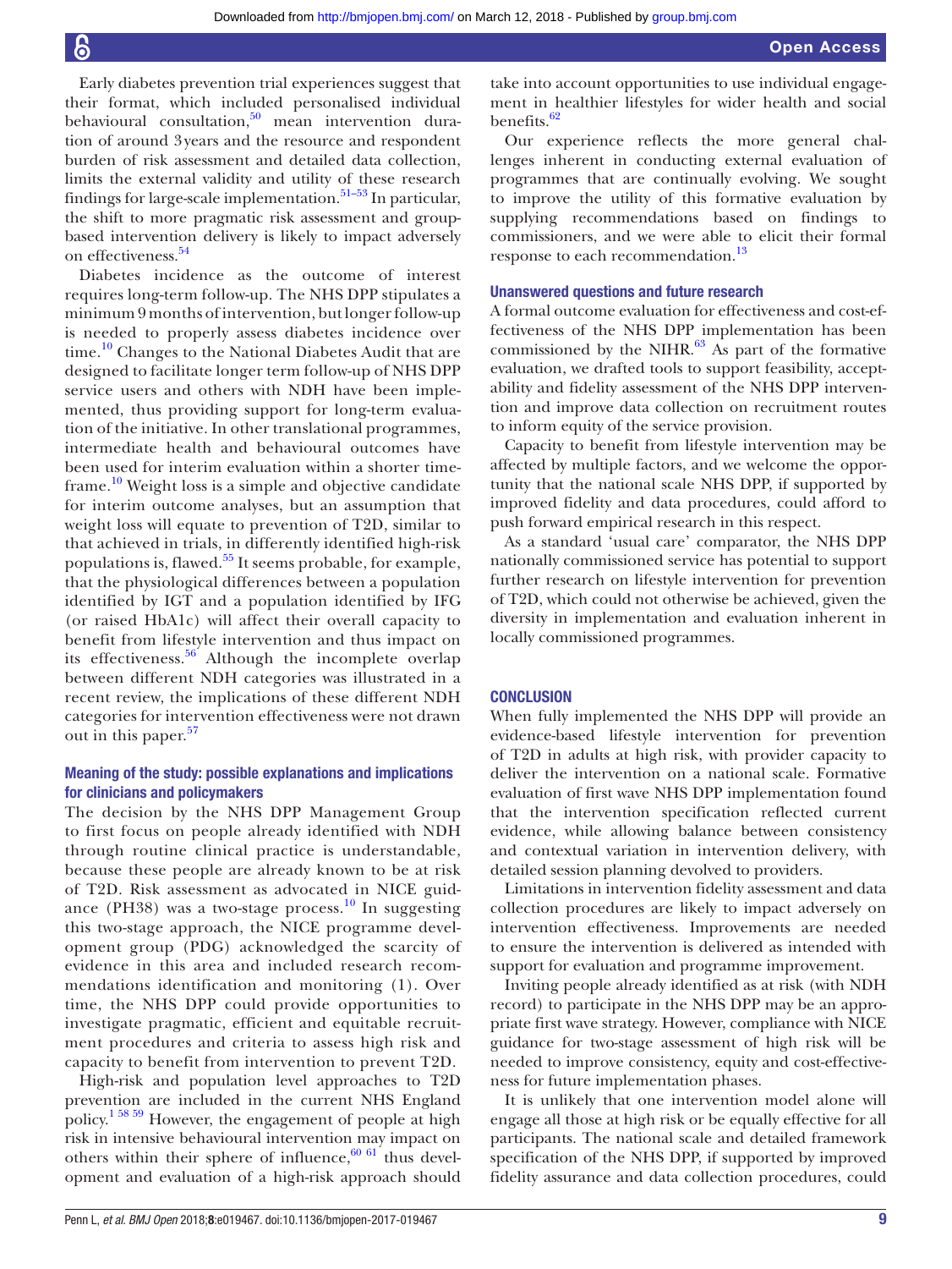Early diabetes prevention trial experiences suggest that their format, which included personalised individual behavioural consultation,[50] mean intervention duration of around 3 years and the resource and respondent burden of risk assessment and detailed data collection, limits the external validity and utility of these research findings for large-scale implementation.[51–53] In particular, the shift to more pragmatic risk assessment and group-based intervention delivery is likely to impact adversely on effectiveness.[54]

Diabetes incidence as the outcome of interest requires long-term follow-up. The NHS DPP stipulates a minimum 9 months of intervention, but longer follow-up is needed to properly assess diabetes incidence over time.[10] Changes to the National Diabetes Audit that are designed to facilitate longer term follow-up of NHS DPP service users and others with NDH have been implemented, thus providing support for long-term evaluation of the initiative. In other translational programmes, intermediate health and behavioural outcomes have been used for interim evaluation within a shorter timeframe.[10] Weight loss is a simple and objective candidate for interim outcome analyses, but an assumption that weight loss will equate to prevention of T2D, similar to that achieved in trials, in differently identified high-risk populations is, flawed.[55] It seems probable, for example, that the physiological differences between a population identified by IGT and a population identified by IFG (or raised HbA1c) will affect their overall capacity to benefit from lifestyle intervention and thus impact on its effectiveness.[56] Although the incomplete overlap between different NDH categories was illustrated in a recent review, the implications of these different NDH categories for intervention effectiveness were not drawn out in this paper.[57]

### Meaning of the study: possible explanations and implications for clinicians and policymakers

The decision by the NHS DPP Management Group to first focus on people already identified with NDH through routine clinical practice is understandable, because these people are already known to be at risk of T2D. Risk assessment as advocated in NICE guidance (PH38) was a two-stage process.[10] In suggesting this two-stage approach, the NICE programme development group (PDG) acknowledged the scarcity of evidence in this area and included research recommendations identification and monitoring (1). Over time, the NHS DPP could provide opportunities to investigate pragmatic, efficient and equitable recruitment procedures and criteria to assess high risk and capacity to benefit from intervention to prevent T2D.

High-risk and population level approaches to T2D prevention are included in the current NHS England policy.[1 58 59] However, the engagement of people at high risk in intensive behavioural intervention may impact on others within their sphere of influence,[60 61] thus development and evaluation of a high-risk approach should take into account opportunities to use individual engagement in healthier lifestyles for wider health and social benefits.[62]

Our experience reflects the more general challenges inherent in conducting external evaluation of programmes that are continually evolving. We sought to improve the utility of this formative evaluation by supplying recommendations based on findings to commissioners, and we were able to elicit their formal response to each recommendation.[13]

### Unanswered questions and future research

A formal outcome evaluation for effectiveness and cost-effectiveness of the NHS DPP implementation has been commissioned by the NIHR.[63] As part of the formative evaluation, we drafted tools to support feasibility, acceptability and fidelity assessment of the NHS DPP intervention and improve data collection on recruitment routes to inform equity of the service provision.

Capacity to benefit from lifestyle intervention may be affected by multiple factors, and we welcome the opportunity that the national scale NHS DPP, if supported by improved fidelity and data procedures, could afford to push forward empirical research in this respect.

As a standard 'usual care' comparator, the NHS DPP nationally commissioned service has potential to support further research on lifestyle intervention for prevention of T2D, which could not otherwise be achieved, given the diversity in implementation and evaluation inherent in locally commissioned programmes.

## CONCLUSION

When fully implemented the NHS DPP will provide an evidence-based lifestyle intervention for prevention of T2D in adults at high risk, with provider capacity to deliver the intervention on a national scale. Formative evaluation of first wave NHS DPP implementation found that the intervention specification reflected current evidence, while allowing balance between consistency and contextual variation in intervention delivery, with detailed session planning devolved to providers.

Limitations in intervention fidelity assessment and data collection procedures are likely to impact adversely on intervention effectiveness. Improvements are needed to ensure the intervention is delivered as intended with support for evaluation and programme improvement.

Inviting people already identified as at risk (with NDH record) to participate in the NHS DPP may be an appropriate first wave strategy. However, compliance with NICE guidance for two-stage assessment of high risk will be needed to improve consistency, equity and cost-effectiveness for future implementation phases.

It is unlikely that one intervention model alone will engage all those at high risk or be equally effective for all participants. The national scale and detailed framework specification of the NHS DPP, if supported by improved fidelity assurance and data collection procedures, could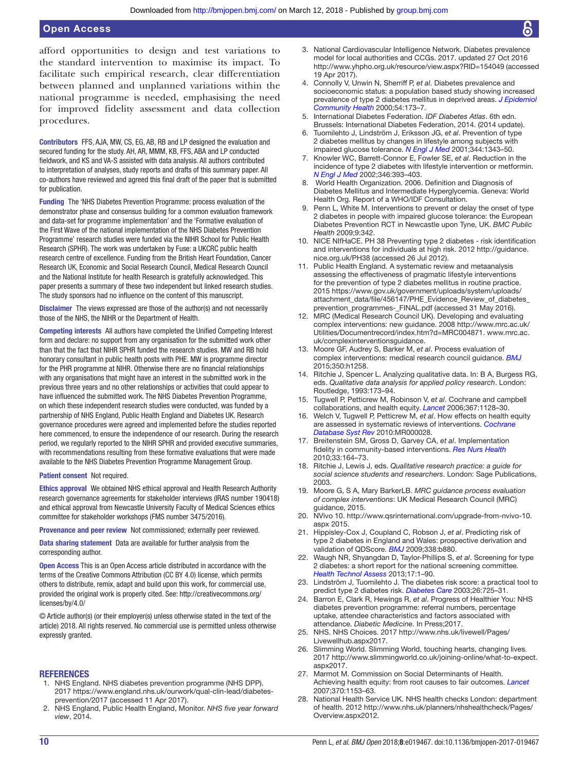afford opportunities to design and test variations to the standard intervention to maximise its impact. To facilitate such empirical research, clear differentiation between planned and unplanned variations within the national programme is needed, emphasising the need for improved fidelity assessment and data collection procedures.

**Contributors** FFS, AJA, MW, CS, EG, AB, RB and LP designed the evaluation and secured funding for the study. AH, AR, MMM, KB, FFS, ABA and LP conducted fieldwork, and KS and VA-S assisted with data analysis. All authors contributed to interpretation of analyses, study reports and drafts of this summary paper. All co-authors have reviewed and agreed this final draft of the paper that is submitted for publication.

**Funding** The 'NHS Diabetes Prevention Programme: process evaluation of the demonstrator phase and consensus building for a common evaluation framework and data-set for programme implementation' and the 'Formative evaluation of the First Wave of the national implementation of the NHS Diabetes Prevention Programme' research studies were funded via the NIHR School for Public Health Research (SPHR). The work was undertaken by Fuse: a UKCRC public health research centre of excellence. Funding from the British Heart Foundation, Cancer Research UK, Economic and Social Research Council, Medical Research Council and the National Institute for health Research is gratefully acknowledged. This paper presents a summary of these two independent but linked research studies. The study sponsors had no influence on the content of this manuscript.

**Disclaimer** The views expressed are those of the author(s) and not necessarily those of the NHS, the NIHR or the Department of Health.

**Competing interests** All authors have completed the Unified Competing Interest form and declare: no support from any organisation for the submitted work other than that the fact that NIHR SPHR funded the research studies. MW and RB hold honorary consultant in public health posts with PHE. MW is programme director for the PHR programme at NIHR. Otherwise there are no financial relationships with any organisations that might have an interest in the submitted work in the previous three years and no other relationships or activities that could appear to have influenced the submitted work. The NHS Diabetes Prevention Programme, on which these independent research studies were conducted, was funded by a partnership of NHS England, Public Health England and Diabetes UK. Research governance procedures were agreed and implemented before the studies reported here commenced, to ensure the independence of our research. During the research period, we regularly reported to the NIHR SPHR and provided executive summaries, with recommendations resulting from these formative evaluations that were made available to the NHS Diabetes Prevention Programme Management Group.

**Patient consent** Not required.

**Ethics approval** We obtained NHS ethical approval and Health Research Authority research governance agreements for stakeholder interviews (IRAS number 190418) and ethical approval from Newcastle University Faculty of Medical Sciences ethics committee for stakeholder workshops (FMS number 3475/2016).

**Provenance and peer review** Not commissioned; externally peer reviewed.

**Data sharing statement** Data are available for further analysis from the corresponding author.

**Open Access** This is an Open Access article distributed in accordance with the terms of the Creative Commons Attribution (CC BY 4.0) license, which permits others to distribute, remix, adapt and build upon this work, for commercial use, provided the original work is properly cited. See: http://creativecommons.org/licenses/by/4.0/

© Article author(s) (or their employer(s) unless otherwise stated in the text of the article) 2018. All rights reserved. No commercial use is permitted unless otherwise expressly granted.

## REFERENCES

1. NHS England. NHS diabetes prevention programme (NHS DPP). 2017 https://www.england.nhs.uk/ourwork/qual-clin-lead/diabetes-prevention/2017 (accessed 11 Apr 2017).
2. NHS England, Public Health England, Monitor. *NHS five year forward view*, 2014.
3. National Cardiovascular Intelligence Network. Diabetes prevalence model for local authorities and CCGs. 2017. updated 27 Oct 2016 http://www.yhpho.org.uk/resource/view.aspx?RID=154049 (accessed 19 Apr 2017).
4. Connolly V, Unwin N, Sherriff P, *et al*. Diabetes prevalence and socioeconomic status: a population based study showing increased prevalence of type 2 diabetes mellitus in deprived areas. *J Epidemiol Community Health* 2000;54:173–7.
5. International Diabetes Federation. *IDF Diabetes Atlas*. 6th edn. Brussels: International Diabetes Federation, 2014. (2014 update).
6. Tuomilehto J, Lindström J, Eriksson JG, *et al*. Prevention of type 2 diabetes mellitus by changes in lifestyle among subjects with impaired glucose tolerance. *N Engl J Med* 2001;344:1343–50.
7. Knowler WC, Barrett-Connor E, Fowler SE, *et al*. Reduction in the incidence of type 2 diabetes with lifestyle intervention or metformin. *N Engl J Med* 2002;346:393–403.
8. World Health Organization. 2006. Definition and Diagnosis of Diabetes Mellitus and Intermediate Hyperglycemia. Geneva: World Health Org. Report of a WHO/IDF Consultation.
9. Penn L, White M. Interventions to prevent or delay the onset of type 2 diabetes in people with impaired glucose tolerance: the European Diabetes Prevention RCT in Newcastle upon Tyne, UK. *BMC Public Health* 2009;9:342.
10. NICE NIfHaCE. PH 38 Preventing type 2 diabetes - risk identification and interventions for individuals at high risk. 2012 http://guidance.nice.org.uk/PH38 (accessed 26 Jul 2012).
11. Public Health England. A systematic review and metaanalysis assessing the effectiveness of pragmatic lifestyle interventions for the prevention of type 2 diabetes mellitus in routine practice. 2015 https://www.gov.uk/government/uploads/system/uploads/attachment_data/file/456147/PHE_Evidence_Review_of_diabetes_prevention_programmes-_FINAL.pdf (accessed 31 May 2016).
12. MRC (Medical Research Council UK). Developing and evaluating complex interventions: new guidance. 2008 http://www.mrc.ac.uk/Utilities/Documentrecord/index.htm?d=MRC004871. www.mrc.ac.uk/complexinterventionsguidance.
13. Moore GF, Audrey S, Barker M, *et al*. Process evaluation of complex interventions: medical research council guidance. *BMJ* 2015;350:h1258.
14. Ritchie J, Spencer L. Analyzing qualitative data. In: B A, Burgess RG, eds. *Qualitative data analysis for applied policy research*. London: Routledge, 1993:173–94.
15. Tugwell P, Petticrew M, Robinson V, *et al*. Cochrane and campbell collaborations, and health equity. *Lancet* 2006;367:1128–30.
16. Welch V, Tugwell P, Petticrew M, *et al*. How effects on health equity are assessed in systematic reviews of interventions. *Cochrane Database Syst Rev* 2010:MR000028.
17. Breitenstein SM, Gross D, Garvey CA, *et al*. Implementation fidelity in community-based interventions. *Res Nurs Health* 2010;33:164–73.
18. Ritchie J, Lewis J, eds. *Qualitative research practice: a guide for social science students and researchers*. London: Sage Publications, 2003.
19. Moore G, S A, Mary BarkerLB. *MRC guidance process evaluation of complex interventions*: UK Medical Research Council (MRC) guidance, 2015.
20. NVivo 10. http://www.qsrinternational.com/upgrade-from-nvivo-10.aspx 2015.
21. Hippisley-Cox J, Coupland C, Robson J, *et al*. Predicting risk of type 2 diabetes in England and Wales: prospective derivation and validation of QDScore. *BMJ* 2009;338:b880.
22. Waugh NR, Shyangdan D, Taylor-Phillips S, *et al*. Screening for type 2 diabetes: a short report for the national screening committee. *Health Technol Assess* 2013;17:1–90.
23. Lindström J, Tuomilehto J. The diabetes risk score: a practical tool to predict type 2 diabetes risk. *Diabetes Care* 2003;26:725–31.
24. Barron E, Clark R, Hewings R, *et al*. Progress of Healthier You: NHS diabetes prevention programme: referral numbers, percentage uptake, attendee characteristics and factors associated with attendance. *Diabetic Medicine*. In Press;2017.
25. NHS. NHS Choices. 2017 http://www.nhs.uk/livewell/Pages/Livewellhub.aspx2017.
26. Slimming World. Slimming World, touching hearts, changing lives. 2017 http://www.slimmingworld.co.uk/joining-online/what-to-expect.aspx2017.
27. Marmot M. Commission on Social Determinants of Health. Achieving health equity: from root causes to fair outcomes. *Lancet* 2007;370:1153–63.
28. National Health Service UK. NHS health checks London: department of health. 2012 http://www.nhs.uk/planners/nhshealthcheck/Pages/Overview.aspx2012.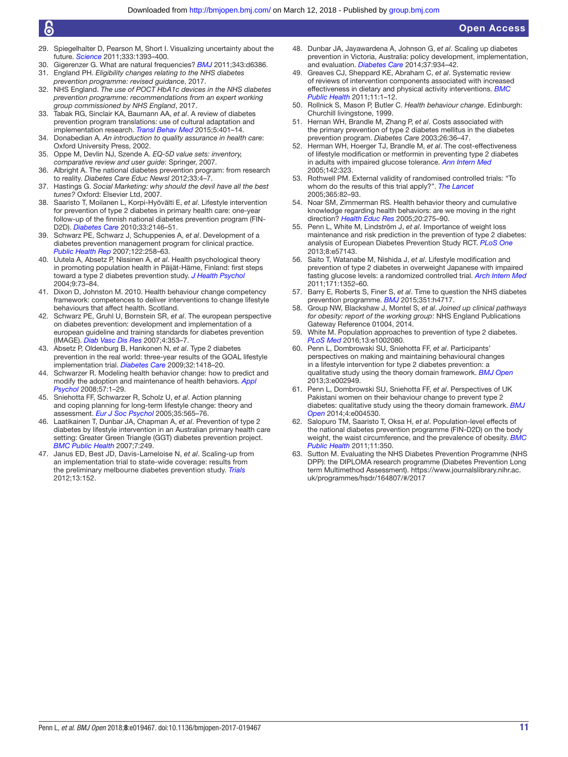29. Spiegelhalter D, Pearson M, Short I. Visualizing uncertainty about the future. *Science* 2011;333:1393–400.
30. Gigerenzer G. What are natural frequencies? *BMJ* 2011;343:d6386.
31. England PH. *Eligibility changes relating to the NHS diabetes prevention programme: revised guidance*, 2017.
32. NHS England. *The use of POCT HbA1c devices in the NHS diabetes prevention programme: recommendations from an expert working group commissioned by NHS England*, 2017.
33. Tabak RG, Sinclair KA, Baumann AA, *et al*. A review of diabetes prevention program translations: use of cultural adaptation and implementation research. *Transl Behav Med* 2015;5:401–14.
34. Donabedian A. *An introduction to quality assurance in health care*: Oxford University Press, 2002.
35. Oppe M, Devlin NJ, Szende A. *EQ-5D value sets: inventory, comparative review and user guide*: Springer, 2007.
36. Albright A. The national diabetes prevention program: from research to reality. *Diabetes Care Educ Newsl* 2012;33:4–7.
37. Hastings G. *Social Marketing: why should the devil have all the best tunes?* Oxford: Elsevier Ltd, 2007.
38. Saaristo T, Moilanen L, Korpi-Hyövälti E, *et al*. Lifestyle intervention for prevention of type 2 diabetes in primary health care: one-year follow-up of the finnish national diabetes prevention program (FIN-D2D). *Diabetes Care* 2010;33:2146–51.
39. Schwarz PE, Schwarz J, Schuppenies A, *et al*. Development of a diabetes prevention management program for clinical practice. *Public Health Rep* 2007;122:258–63.
40. Uutela A, Absetz P, Nissinen A, *et al*. Health psychological theory in promoting population health in Päijät-Häme, Finland: first steps toward a type 2 diabetes prevention study. *J Health Psychol* 2004;9:73–84.
41. Dixon D, Johnston M. 2010. Health behaviour change competency framework: competences to deliver interventions to change lifestyle behaviours that affect health. Scotland.
42. Schwarz PE, Gruhl U, Bornstein SR, *et al*. The european perspective on diabetes prevention: development and implementation of a european guideline and training standards for diabetes prevention (IMAGE). *Diab Vasc Dis Res* 2007;4:353–7.
43. Absetz P, Oldenburg B, Hankonen N, *et al*. Type 2 diabetes prevention in the real world: three-year results of the GOAL lifestyle implementation trial. *Diabetes Care* 2009;32:1418–20.
44. Schwarzer R. Modeling health behavior change: how to predict and modify the adoption and maintenance of health behaviors. *Appl Psychol* 2008;57:1–29.
45. Sniehotta FF, Schwarzer R, Scholz U, *et al*. Action planning and coping planning for long-term lifestyle change: theory and assessment. *Eur J Soc Psychol* 2005;35:565–76.
46. Laatikainen T, Dunbar JA, Chapman A, *et al*. Prevention of type 2 diabetes by lifestyle intervention in an Australian primary health care setting: Greater Green Triangle (GGT) diabetes prevention project. *BMC Public Health* 2007;7:249.
47. Janus ED, Best JD, Davis-Lameloise N, *et al*. Scaling-up from an implementation trial to state-wide coverage: results from the preliminary melbourne diabetes prevention study. *Trials* 2012;13:152.
48. Dunbar JA, Jayawardena A, Johnson G, *et al*. Scaling up diabetes prevention in Victoria, Australia: policy development, implementation, and evaluation. *Diabetes Care* 2014;37:934–42.
49. Greaves CJ, Sheppard KE, Abraham C, *et al*. Systematic review of reviews of intervention components associated with increased effectiveness in dietary and physical activity interventions. *BMC Public Health* 2011;11:1–12.
50. Rollnick S, Mason P, Butler C. *Health behaviour change*. Edinburgh: Churchill livingstone, 1999.
51. Hernan WH, Brandle M, Zhang P, *et al*. Costs associated with the primary prevention of type 2 diabetes mellitus in the diabetes prevention program. *Diabetes Care* 2003;26:36–47.
52. Herman WH, Hoerger TJ, Brandle M, *et al*. The cost-effectiveness of lifestyle modification or metformin in preventing type 2 diabetes in adults with impaired glucose tolerance. *Ann Intern Med* 2005;142:323.
53. Rothwell PM. External validity of randomised controlled trials: "To whom do the results of this trial apply?". *The Lancet* 2005;365:82–93.
54. Noar SM, Zimmerman RS. Health behavior theory and cumulative knowledge regarding health behaviors: are we moving in the right direction? *Health Educ Res* 2005;20:275–90.
55. Penn L, White M, Lindström J, *et al*. Importance of weight loss maintenance and risk prediction in the prevention of type 2 diabetes: analysis of European Diabetes Prevention Study RCT. *PLoS One* 2013;8:e57143.
56. Saito T, Watanabe M, Nishida J, *et al*. Lifestyle modification and prevention of type 2 diabetes in overweight Japanese with impaired fasting glucose levels: a randomized controlled trial. *Arch Intern Med* 2011;171:1352–60.
57. Barry E, Roberts S, Finer S, *et al*. Time to question the NHS diabetes prevention programme. *BMJ* 2015;351:h4717.
58. Group NW, Blackshaw J, Montel S, *et al*. *Joined up clinical pathways for obesity: report of the working group*: NHS England Publications Gateway Reference 01004, 2014.
59. White M. Population approaches to prevention of type 2 diabetes. *PLoS Med* 2016;13:e1002080.
60. Penn L, Dombrowski SU, Sniehotta FF, *et al*. Participants' perspectives on making and maintaining behavioural changes in a lifestyle intervention for type 2 diabetes prevention: a qualitative study using the theory domain framework. *BMJ Open* 2013;3:e002949.
61. Penn L, Dombrowski SU, Sniehotta FF, *et al*. Perspectives of UK Pakistani women on their behaviour change to prevent type 2 diabetes: qualitative study using the theory domain framework. *BMJ Open* 2014;4:e004530.
62. Salopuro TM, Saaristo T, Oksa H, *et al*. Population-level effects of the national diabetes prevention programme (FIN-D2D) on the body weight, the waist circumference, and the prevalence of obesity. *BMC Public Health* 2011;11:350.
63. Sutton M. Evaluating the NHS Diabetes Prevention Programme (NHS DPP): the DIPLOMA research programme (Diabetes Prevention Long term Multimethod Assessment). https://www.journalslibrary.nihr.ac.uk/programmes/hsdr/164807/#/2017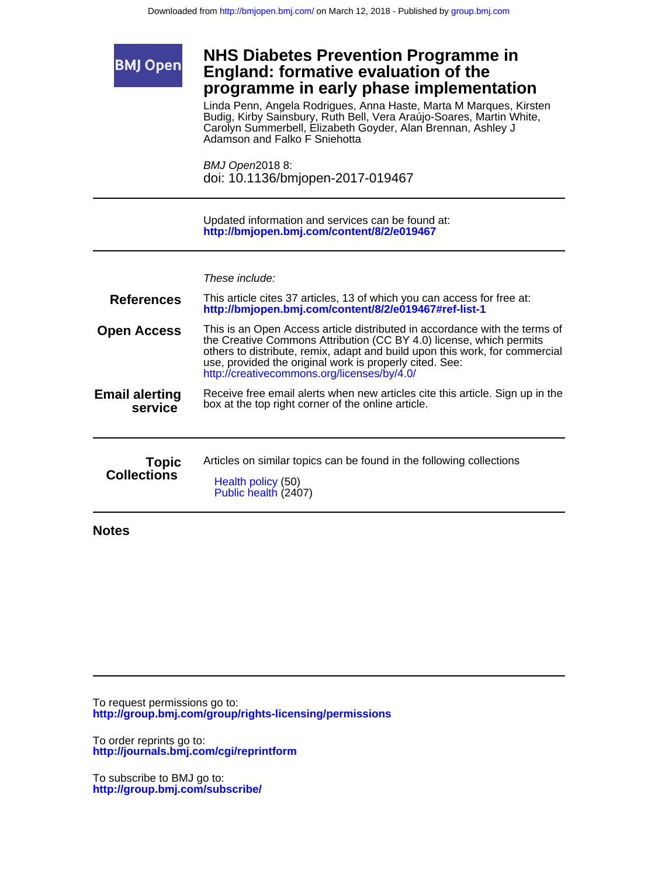Downloaded from http://bmjopen.bmj.com/ on March 12, 2018 - Published by group.bmj.com

BMJ Open

# NHS Diabetes Prevention Programme in England: formative evaluation of the programme in early phase implementation

Linda Penn, Angela Rodrigues, Anna Haste, Marta M Marques, Kirsten Budig, Kirby Sainsbury, Ruth Bell, Vera Araújo-Soares, Martin White, Carolyn Summerbell, Elizabeth Goyder, Alan Brennan, Ashley J Adamson and Falko F Sniehotta

*BMJ Open*2018 8:
doi: 10.1136/bmjopen-2017-019467

Updated information and services can be found at:
**http://bmjopen.bmj.com/content/8/2/e019467**

*These include:*

**References**
This article cites 37 articles, 13 of which you can access for free at:
**http://bmjopen.bmj.com/content/8/2/e019467#ref-list-1**

**Open Access**
This is an Open Access article distributed in accordance with the terms of the Creative Commons Attribution (CC BY 4.0) license, which permits others to distribute, remix, adapt and build upon this work, for commercial use, provided the original work is properly cited. See: http://creativecommons.org/licenses/by/4.0/

**Email alerting service**
Receive free email alerts when new articles cite this article. Sign up in the box at the top right corner of the online article.

**Topic Collections**
Articles on similar topics can be found in the following collections

Health policy (50)
Public health (2407)

## Notes

To request permissions go to:
**http://group.bmj.com/group/rights-licensing/permissions**

To order reprints go to:
**http://journals.bmj.com/cgi/reprintform**

To subscribe to BMJ go to:
**http://group.bmj.com/subscribe/**